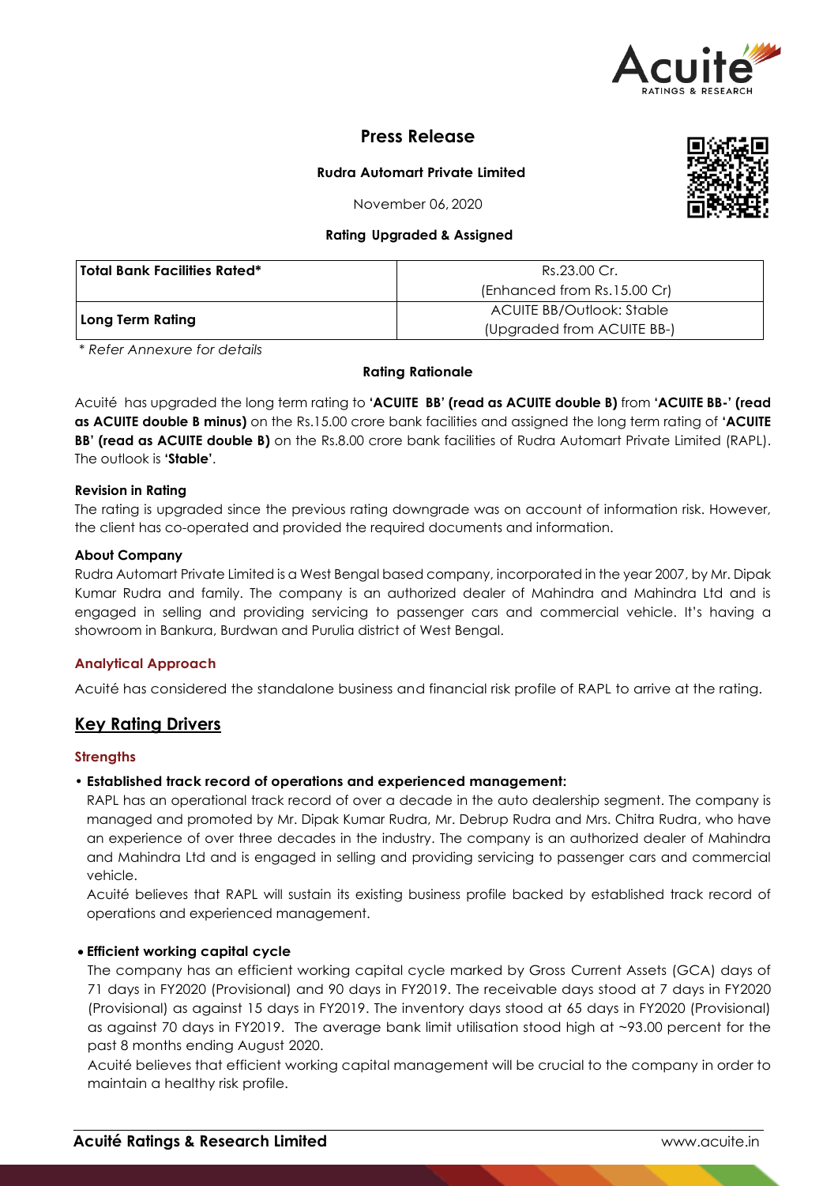# Press Release

**Rudra Automart Private Limited**

November 06, 2020

**Rating Upgraded & Assigned**

| **Total Bank Facilities Rated*** | Rs.23.00 Cr. (Enhanced from Rs.15.00 Cr) |
|---|---|
| **Long Term Rating** | ACUITE BB/Outlook: Stable (Upgraded from ACUITE BB-) |

*\* Refer Annexure for details*

**Rating Rationale**

Acuité has upgraded the long term rating to **'ACUITE BB' (read as ACUITE double B)** from **'ACUITE BB-' (read as ACUITE double B minus)** on the Rs.15.00 crore bank facilities and assigned the long term rating of **'ACUITE BB' (read as ACUITE double B)** on the Rs.8.00 crore bank facilities of Rudra Automart Private Limited (RAPL). The outlook is **'Stable'**.

**Revision in Rating**

The rating is upgraded since the previous rating downgrade was on account of information risk. However, the client has co-operated and provided the required documents and information.

**About Company**

Rudra Automart Private Limited is a West Bengal based company, incorporated in the year 2007, by Mr. Dipak Kumar Rudra and family. The company is an authorized dealer of Mahindra and Mahindra Ltd and is engaged in selling and providing servicing to passenger cars and commercial vehicle. It's having a showroom in Bankura, Burdwan and Purulia district of West Bengal.

### Analytical Approach

Acuité has considered the standalone business and financial risk profile of RAPL to arrive at the rating.

## Key Rating Drivers

### Strengths

- **Established track record of operations and experienced management:**
  RAPL has an operational track record of over a decade in the auto dealership segment. The company is managed and promoted by Mr. Dipak Kumar Rudra, Mr. Debrup Rudra and Mrs. Chitra Rudra, who have an experience of over three decades in the industry. The company is an authorized dealer of Mahindra and Mahindra Ltd and is engaged in selling and providing servicing to passenger cars and commercial vehicle.
  Acuité believes that RAPL will sustain its existing business profile backed by established track record of operations and experienced management.

- **Efficient working capital cycle**
  The company has an efficient working capital cycle marked by Gross Current Assets (GCA) days of 71 days in FY2020 (Provisional) and 90 days in FY2019. The receivable days stood at 7 days in FY2020 (Provisional) as against 15 days in FY2019. The inventory days stood at 65 days in FY2020 (Provisional) as against 70 days in FY2019. The average bank limit utilisation stood high at ~93.00 percent for the past 8 months ending August 2020.
  Acuité believes that efficient working capital management will be crucial to the company in order to maintain a healthy risk profile.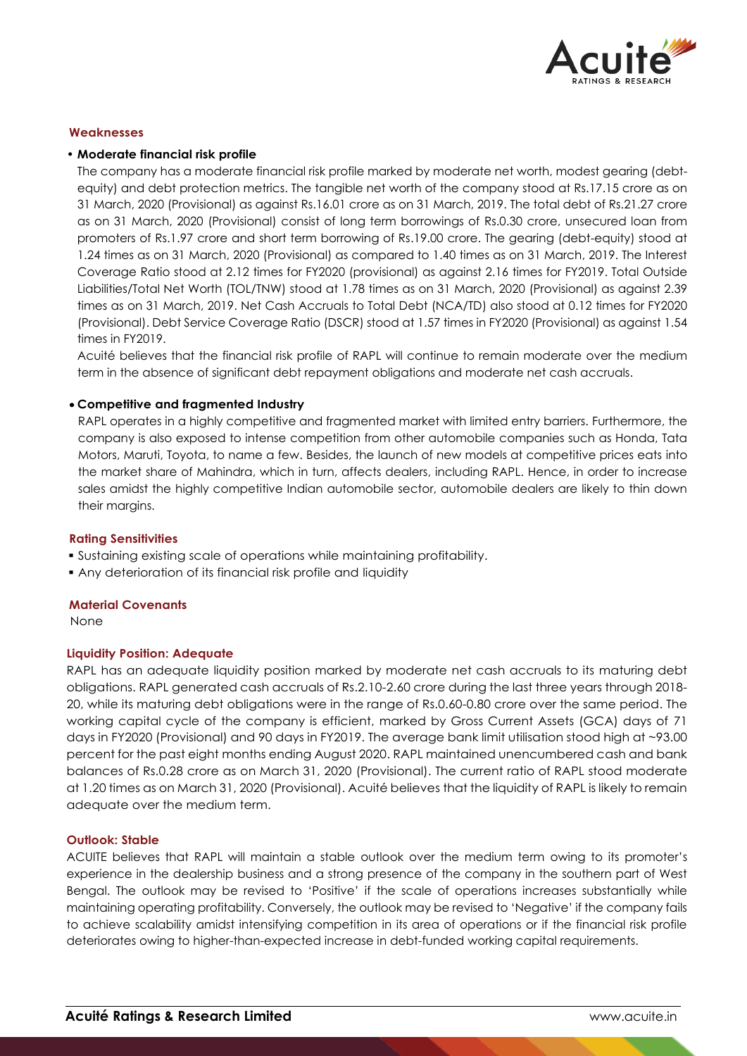## Weaknesses

- **Moderate financial risk profile**

  The company has a moderate financial risk profile marked by moderate net worth, modest gearing (debt-equity) and debt protection metrics. The tangible net worth of the company stood at Rs.17.15 crore as on 31 March, 2020 (Provisional) as against Rs.16.01 crore as on 31 March, 2019. The total debt of Rs.21.27 crore as on 31 March, 2020 (Provisional) consist of long term borrowings of Rs.0.30 crore, unsecured loan from promoters of Rs.1.97 crore and short term borrowing of Rs.19.00 crore. The gearing (debt-equity) stood at 1.24 times as on 31 March, 2020 (Provisional) as compared to 1.40 times as on 31 March, 2019. The Interest Coverage Ratio stood at 2.12 times for FY2020 (provisional) as against 2.16 times for FY2019. Total Outside Liabilities/Total Net Worth (TOL/TNW) stood at 1.78 times as on 31 March, 2020 (Provisional) as against 2.39 times as on 31 March, 2019. Net Cash Accruals to Total Debt (NCA/TD) also stood at 0.12 times for FY2020 (Provisional). Debt Service Coverage Ratio (DSCR) stood at 1.57 times in FY2020 (Provisional) as against 1.54 times in FY2019.

  Acuité believes that the financial risk profile of RAPL will continue to remain moderate over the medium term in the absence of significant debt repayment obligations and moderate net cash accruals.

- **Competitive and fragmented Industry**

  RAPL operates in a highly competitive and fragmented market with limited entry barriers. Furthermore, the company is also exposed to intense competition from other automobile companies such as Honda, Tata Motors, Maruti, Toyota, to name a few. Besides, the launch of new models at competitive prices eats into the market share of Mahindra, which in turn, affects dealers, including RAPL. Hence, in order to increase sales amidst the highly competitive Indian automobile sector, automobile dealers are likely to thin down their margins.

## Rating Sensitivities

- Sustaining existing scale of operations while maintaining profitability.
- Any deterioration of its financial risk profile and liquidity

## Material Covenants

None

## Liquidity Position: Adequate

RAPL has an adequate liquidity position marked by moderate net cash accruals to its maturing debt obligations. RAPL generated cash accruals of Rs.2.10-2.60 crore during the last three years through 2018-20, while its maturing debt obligations were in the range of Rs.0.60-0.80 crore over the same period. The working capital cycle of the company is efficient, marked by Gross Current Assets (GCA) days of 71 days in FY2020 (Provisional) and 90 days in FY2019. The average bank limit utilisation stood high at ~93.00 percent for the past eight months ending August 2020. RAPL maintained unencumbered cash and bank balances of Rs.0.28 crore as on March 31, 2020 (Provisional). The current ratio of RAPL stood moderate at 1.20 times as on March 31, 2020 (Provisional). Acuité believes that the liquidity of RAPL is likely to remain adequate over the medium term.

## Outlook: Stable

ACUITE believes that RAPL will maintain a stable outlook over the medium term owing to its promoter's experience in the dealership business and a strong presence of the company in the southern part of West Bengal. The outlook may be revised to 'Positive' if the scale of operations increases substantially while maintaining operating profitability. Conversely, the outlook may be revised to 'Negative' if the company fails to achieve scalability amidst intensifying competition in its area of operations or if the financial risk profile deteriorates owing to higher-than-expected increase in debt-funded working capital requirements.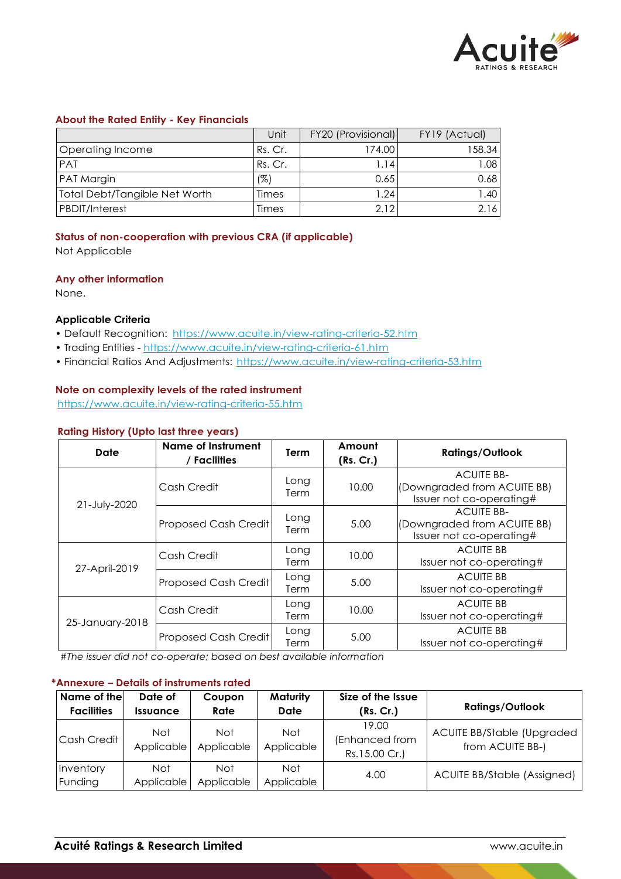## About the Rated Entity - Key Financials

| | Unit | FY20 (Provisional) | FY19 (Actual) |
|---|---|---|---|
| Operating Income | Rs. Cr. | 174.00 | 158.34 |
| PAT | Rs. Cr. | 1.14 | 1.08 |
| PAT Margin | (%) | 0.65 | 0.68 |
| Total Debt/Tangible Net Worth | Times | 1.24 | 1.40 |
| PBDIT/Interest | Times | 2.12 | 2.16 |

## Status of non-cooperation with previous CRA (if applicable)

Not Applicable

## Any other information

None.

## Applicable Criteria

- Default Recognition: https://www.acuite.in/view-rating-criteria-52.htm
- Trading Entities - https://www.acuite.in/view-rating-criteria-61.htm
- Financial Ratios And Adjustments: https://www.acuite.in/view-rating-criteria-53.htm

## Note on complexity levels of the rated instrument

https://www.acuite.in/view-rating-criteria-55.htm

## Rating History (Upto last three years)

| Date | Name of Instrument / Facilities | Term | Amount (Rs. Cr.) | Ratings/Outlook |
|---|---|---|---|---|
| 21-July-2020 | Cash Credit | Long Term | 10.00 | ACUITE BB- (Downgraded from ACUITE BB) Issuer not co-operating# |
| | Proposed Cash Credit | Long Term | 5.00 | ACUITE BB- (Downgraded from ACUITE BB) Issuer not co-operating# |
| 27-April-2019 | Cash Credit | Long Term | 10.00 | ACUITE BB Issuer not co-operating# |
| | Proposed Cash Credit | Long Term | 5.00 | ACUITE BB Issuer not co-operating# |
| 25-January-2018 | Cash Credit | Long Term | 10.00 | ACUITE BB Issuer not co-operating# |
| | Proposed Cash Credit | Long Term | 5.00 | ACUITE BB Issuer not co-operating# |

*#The issuer did not co-operate; based on best available information*

## *Annexure – Details of instruments rated

| Name of the Facilities | Date of Issuance | Coupon Rate | Maturity Date | Size of the Issue (Rs. Cr.) | Ratings/Outlook |
|---|---|---|---|---|---|
| Cash Credit | Not Applicable | Not Applicable | Not Applicable | 19.00 (Enhanced from Rs.15.00 Cr.) | ACUITE BB/Stable (Upgraded from ACUITE BB-) |
| Inventory Funding | Not Applicable | Not Applicable | Not Applicable | 4.00 | ACUITE BB/Stable (Assigned) |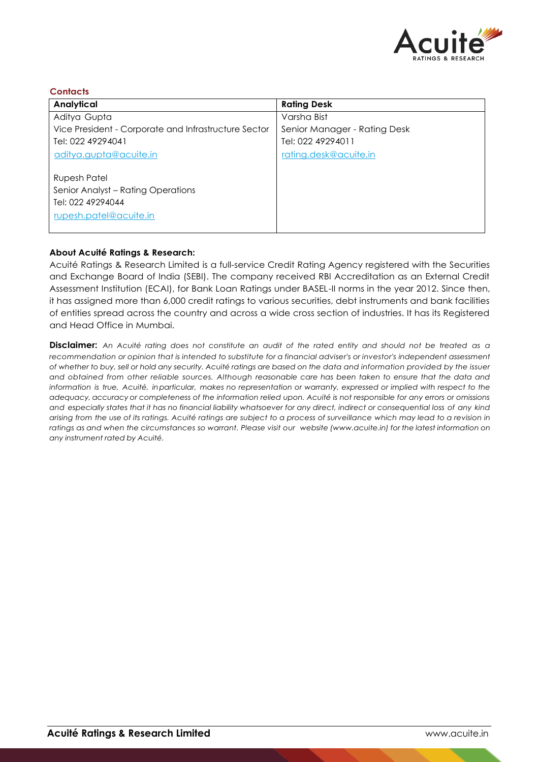**Contacts**

| Analytical | Rating Desk |
|---|---|
| Aditya Gupta<br>Vice President - Corporate and Infrastructure Sector<br>Tel: 022 49294041<br>aditya.gupta@acuite.in<br><br>Rupesh Patel<br>Senior Analyst – Rating Operations<br>Tel: 022 49294044<br>rupesh.patel@acuite.in | Varsha Bist<br>Senior Manager - Rating Desk<br>Tel: 022 49294011<br>rating.desk@acuite.in |

**About Acuité Ratings & Research:**

Acuité Ratings & Research Limited is a full-service Credit Rating Agency registered with the Securities and Exchange Board of India (SEBI). The company received RBI Accreditation as an External Credit Assessment Institution (ECAI), for Bank Loan Ratings under BASEL-II norms in the year 2012. Since then, it has assigned more than 6,000 credit ratings to various securities, debt instruments and bank facilities of entities spread across the country and across a wide cross section of industries. It has its Registered and Head Office in Mumbai.

**Disclaimer:** *An Acuité rating does not constitute an audit of the rated entity and should not be treated as a recommendation or opinion that is intended to substitute for a financial adviser's or investor's independent assessment of whether to buy, sell or hold any security. Acuité ratings are based on the data and information provided by the issuer and obtained from other reliable sources. Although reasonable care has been taken to ensure that the data and information is true, Acuité, in particular, makes no representation or warranty, expressed or implied with respect to the adequacy, accuracy or completeness of the information relied upon. Acuité is not responsible for any errors or omissions and especially states that it has no financial liability whatsoever for any direct, indirect or consequential loss of any kind arising from the use of its ratings. Acuité ratings are subject to a process of surveillance which may lead to a revision in ratings as and when the circumstances so warrant. Please visit our website (www.acuite.in) for the latest information on any instrument rated by Acuité.*